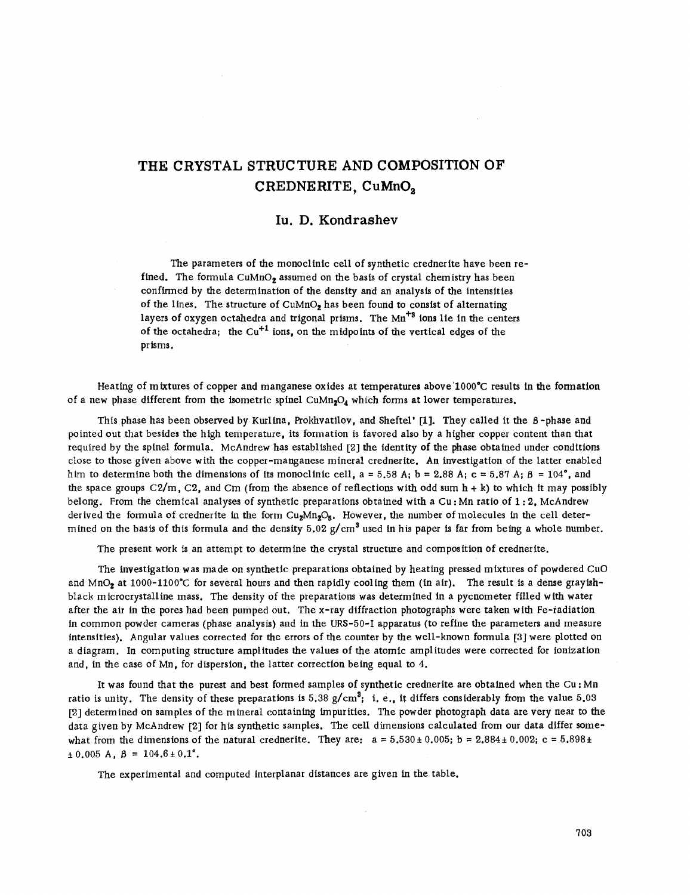# THE CRYSTAL STRUCTURE AND COMPOSITION OF CREDNERITE, $CuMnO_2$

## Iu. D. Kondrashev

The parameters of the monoclinic cell of synthetic crednerite have been refined. The formula $CuMnO_2$ assumed on the basis of crystal chemistry has been confirmed by the determination of the density and an analysis of the intensities of the lines. The structure of $CuMnO_2$ has been found to consist of alternating layers of oxygen octahedra and trigonal prisms. The $Mn^{+3}$ ions lie in the centers of the octahedra; the $Cu^{+1}$ ions, on the midpoints of the vertical edges of the prisms.

Heating of mixtures of copper and manganese oxides at temperatures above 1000°C results in the formation of a new phase different from the isometric spinel $CuMn_2O_4$ which forms at lower temperatures.

This phase has been observed by Kurlina, Prokhvatilov, and Sheftel' [1]. They called it the $\beta$-phase and pointed out that besides the high temperature, its formation is favored also by a higher copper content than that required by the spinel formula. McAndrew has established [2] the identity of the phase obtained under conditions close to those given above with the copper-manganese mineral crednerite. An investigation of the latter enabled him to determine both the dimensions of its monoclinic cell, a = 5.58 A; b = 2.88 A; c = 5.87 A; $\beta$ = 104°, and the space groups C2/m, C2, and Cm (from the absence of reflections with odd sum h + k) to which it may possibly belong. From the chemical analyses of synthetic preparations obtained with a Cu : Mn ratio of 1 : 2, McAndrew derived the formula of crednerite in the form $Cu_2Mn_2O_5$. However, the number of molecules in the cell determined on the basis of this formula and the density 5.02 g/cm³ used in his paper is far from being a whole number.

The present work is an attempt to determine the crystal structure and composition of crednerite.

The investigation was made on synthetic preparations obtained by heating pressed mixtures of powdered CuO and $MnO_2$ at 1000-1100°C for several hours and then rapidly cooling them (in air). The result is a dense grayish-black microcrystalline mass. The density of the preparations was determined in a pycnometer filled with water after the air in the pores had been pumped out. The x-ray diffraction photographs were taken with Fe-radiation in common powder cameras (phase analysis) and in the URS-50-I apparatus (to refine the parameters and measure intensities). Angular values corrected for the errors of the counter by the well-known formula [3] were plotted on a diagram. In computing structure amplitudes the values of the atomic amplitudes were corrected for ionization and, in the case of Mn, for dispersion, the latter correction being equal to 4.

It was found that the purest and best formed samples of synthetic crednerite are obtained when the Cu : Mn ratio is unity. The density of these preparations is 5.38 g/cm³; i. e., it differs considerably from the value 5.03 [2] determined on samples of the mineral containing impurities. The powder photograph data are very near to the data given by McAndrew [2] for his synthetic samples. The cell dimensions calculated from our data differ somewhat from the dimensions of the natural crednerite. They are: a = 5.530 ± 0.005; b = 2.884 ± 0.002; c = 5.898 ± ± 0.005 A, $\beta$ = 104.6 ± 0.1°.

The experimental and computed interplanar distances are given in the table.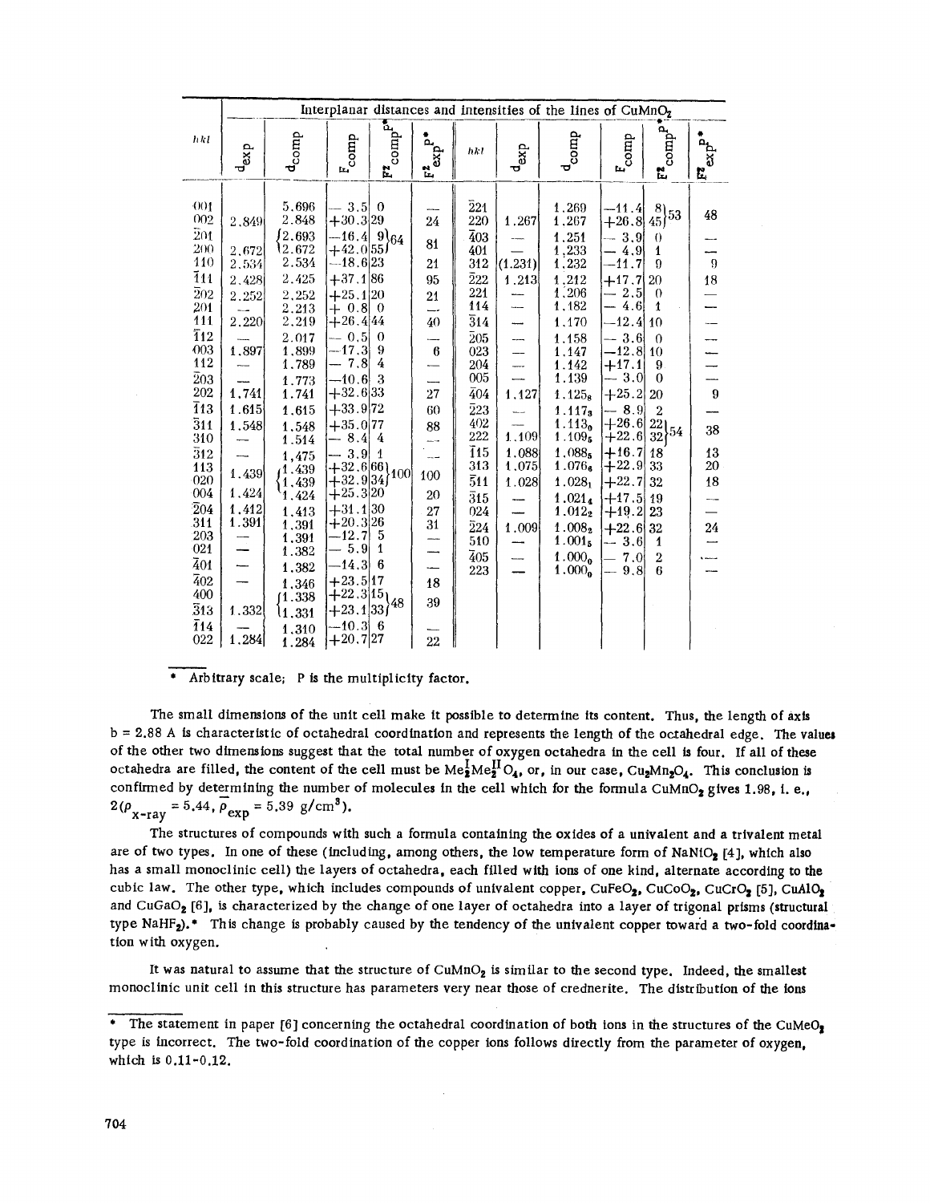| *hkl* | Interplanar distances and intensities of the lines of $CuMnO_2$ | | | | | *hkl* | | | | | |
|---|---|---|---|---|---|---|---|---|---|---|---|
| | $d_{exp}$ | $d_{comp}$ | $F_{comp}$ | $F^2_{comp}p^*$ | $F^2_{exp}p^*$ | | $d_{exp}$ | $d_{comp}$ | $F_{comp}$ | $F^2_{comp}p^*$ | $F^2_{exp}p^*$ |
| 001 | | 5.696 | −3.5 | 0 | — | $\bar{2}21$ | | 1.269 | −11.4 | 8 } 53 | 48 |
| 002 | 2.849 | 2.848 | +30.3 | 29 | 24 | 220 | 1.267 | 1.267 | +26.8 | 45 | |
| $\bar{2}01$ | 2.672 | 2.693 | −16.4 | 9 } 64 | 81 | $\bar{4}03$ | — | 1.251 | −3.9 | 0 | — |
| 200 | | 2.672 | +42.0 | 55 | | 401 | — | 1.233 | −4.9 | 1 | — |
| 110 | 2.534 | 2.534 | −18.6 | 23 | 21 | 312 | (1.231) | 1.232 | −11.7 | 9 | 9 |
| $\bar{1}11$ | 2.428 | 2.425 | +37.1 | 86 | 95 | $\bar{2}22$ | 1.213 | 1.212 | +17.7 | 20 | 18 |
| $\bar{2}02$ | 2.252 | 2.252 | +25.1 | 20 | 21 | 221 | — | 1.206 | −2.5 | 0 | — |
| 201 | — | 2.213 | +0.8 | 0 | — | 114 | — | 1.182 | −4.6 | 1 | — |
| 111 | 2.220 | 2.219 | +26.4 | 44 | 40 | $\bar{3}14$ | — | 1.170 | −12.4 | 10 | — |
| $\bar{1}12$ | — | 2.017 | −0.5 | 0 | — | $\bar{2}05$ | — | 1.158 | −3.6 | 0 | — |
| 003 | 1.897 | 1.899 | −17.3 | 9 | 6 | 023 | — | 1.147 | −12.8 | 10 | — |
| 112 | — | 1.789 | −7.8 | 4 | — | 204 | — | 1.142 | +17.1 | 9 | — |
| $\bar{2}03$ | — | 1.773 | −10.6 | 3 | — | 005 | — | 1.139 | −3.0 | 0 | — |
| 202 | 1.741 | 1.741 | +32.6 | 33 | 27 | $\bar{4}04$ | 1.127 | $1.125_8$ | +25.2 | 20 | 9 |
| $\bar{1}13$ | 1.615 | 1.615 | +33.9 | 72 | 60 | $\bar{2}23$ | — | $1.117_3$ | −8.9 | 2 | — |
| $\bar{3}11$ | 1.548 | 1.548 | +35.0 | 77 | 88 | 402 | — | $1.113_0$ | +26.6 | 22 } 54 | 38 |
| 310 | — | 1.514 | −8.4 | 4 | — | 222 | 1.109 | $1.109_5$ | +22.6 | 32 | |
| $\bar{3}12$ | — | 1.475 | −3.9 | 1 | — | $\bar{1}15$ | 1.088 | $1.088_5$ | +16.7 | 18 | 13 |
| 113 | 1.439 | 1.439 | +32.6 | 66 } 100 | 100 | 313 | 1.075 | $1.076_4$ | +22.9 | 33 | 20 |
| 020 | | 1.439 | +32.9 | 34 | | $\bar{5}11$ | 1.028 | $1.028_1$ | +22.7 | 32 | 18 |
| 004 | 1.424 | 1.424 | +25.3 | 20 | 20 | $\bar{3}15$ | — | $1.021_4$ | +17.5 | 19 | — |
| $\bar{2}04$ | 1.412 | 1.413 | +31.1 | 30 | 27 | 024 | — | $1.012_2$ | +19.2 | 23 | — |
| 311 | 1.391 | 1.391 | +20.3 | 26 | 31 | $\bar{2}24$ | 1.009 | $1.008_2$ | +22.6 | 32 | 24 |
| 203 | — | 1.391 | −12.7 | 5 | — | 510 | — | $1.001_5$ | −3.6 | 1 | — |
| 021 | — | 1.382 | −5.9 | 1 | — | $\bar{4}05$ | — | $1.000_0$ | −7.0 | 2 | — |
| $\bar{4}01$ | — | 1.382 | −14.3 | 6 | — | 223 | — | $1.000_0$ | −9.8 | 6 | — |
| $\bar{4}02$ | — | 1.346 | +23.5 | 17 | 18 | | | | | | |
| 400 | 1.332 | 1.338 | +22.3 | 15 } 48 | 39 | | | | | | |
| $\bar{3}13$ | | 1.331 | +23.1 | 33 | | | | | | | |
| $\bar{1}14$ | — | 1.310 | −10.3 | 6 | — | | | | | | |
| 022 | 1.284 | 1.284 | +20.7 | 27 | 22 | | | | | | |

\* Arbitrary scale; P is the multiplicity factor.

The small dimensions of the unit cell make it possible to determine its content. Thus, the length of axis b = 2.88 A is characteristic of octahedral coordination and represents the length of the octahedral edge. The values of the other two dimensions suggest that the total number of oxygen octahedra in the cell is four. If all of these octahedra are filled, the content of the cell must be $Me^{I}_2Me^{II}_2O_4$, or, in our case, $Cu_2Mn_2O_4$. This conclusion is confirmed by determining the number of molecules in the cell which for the formula $CuMnO_2$ gives 1.98, i. e., 2($\rho_{x\text{-ray}} = 5.44$, $\bar{\rho}_{exp} = 5.39$ g/cm$^3$).

The structures of compounds with such a formula containing the oxides of a univalent and a trivalent metal are of two types. In one of these (including, among others, the low temperature form of $NaNiO_2$ [4], which also has a small monoclinic cell) the layers of octahedra, each filled with ions of one kind, alternate according to the cubic law. The other type, which includes compounds of univalent copper, $CuFeO_2$, $CuCoO_2$, $CuCrO_2$ [5], $CuAlO_2$ and $CuGaO_2$ [6], is characterized by the change of one layer of octahedra into a layer of trigonal prisms (structural type $NaHF_2$).\* This change is probably caused by the tendency of the univalent copper toward a two-fold coordination with oxygen.

It was natural to assume that the structure of $CuMnO_2$ is similar to the second type. Indeed, the smallest monoclinic unit cell in this structure has parameters very near those of crednerite. The distribution of the ions

\* The statement in paper [6] concerning the octahedral coordination of both ions in the structures of the $CuMeO_2$ type is incorrect. The two-fold coordination of the copper ions follows directly from the parameter of oxygen, which is 0.11-0.12.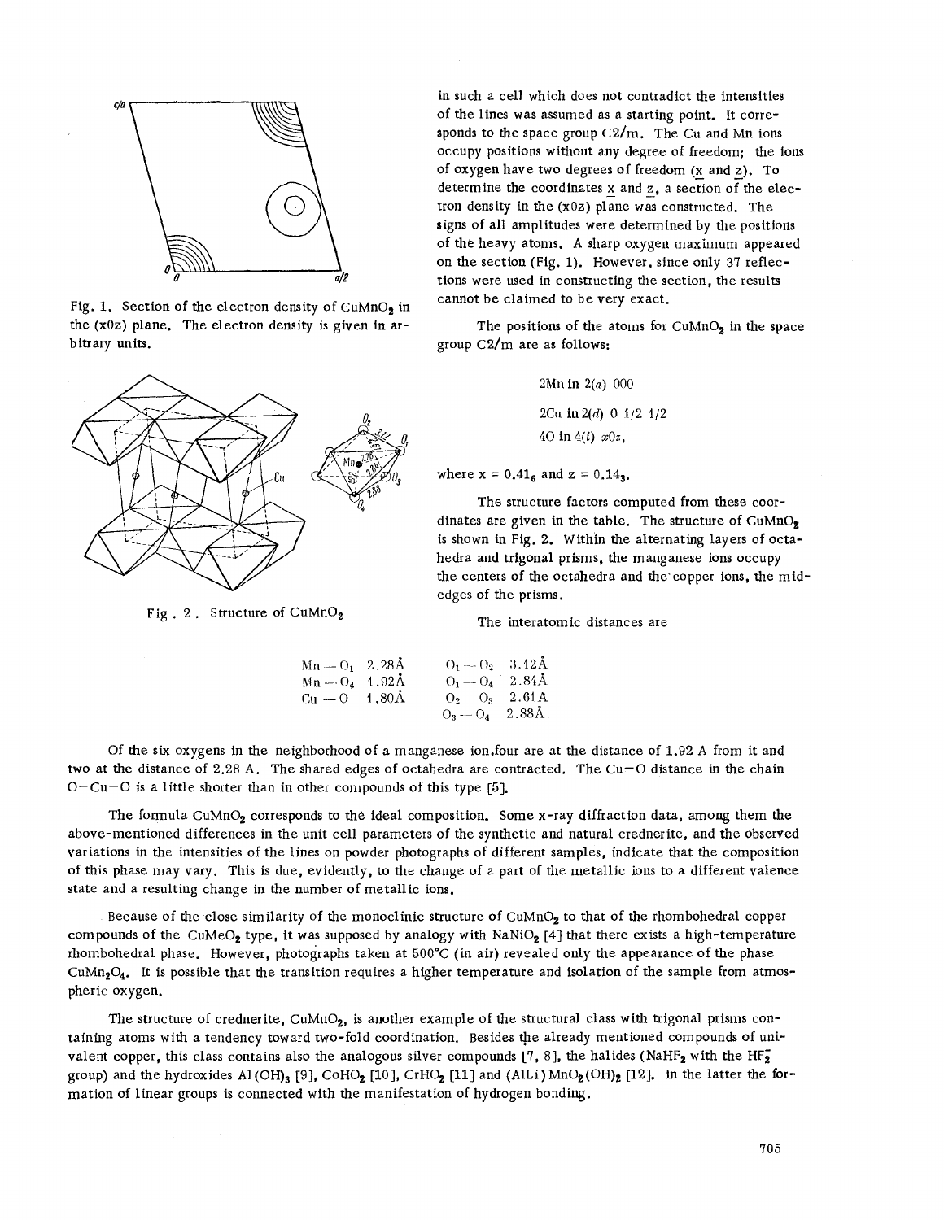Fig. 1. Section of the electron density of $CuMnO_2$ in the (x0z) plane. The electron density is given in arbitrary units.

Fig. 2. Structure of $CuMnO_2$

in such a cell which does not contradict the intensities of the lines was assumed as a starting point. It corresponds to the space group C2/m. The Cu and Mn ions occupy positions without any degree of freedom; the ions of oxygen have two degrees of freedom ($x$ and $z$). To determine the coordinates $x$ and $z$, a section of the electron density in the (x0z) plane was constructed. The signs of all amplitudes were determined by the positions of the heavy atoms. A sharp oxygen maximum appeared on the section (Fig. 1). However, since only 37 reflections were used in constructing the section, the results cannot be claimed to be very exact.

The positions of the atoms for $CuMnO_2$ in the space group C2/m are as follows:

2Mn in 2(*a*) 000

2Cu in 2(*d*) 0 1/2 1/2

4O in 4(*i*) $x0z$,

where $x = 0.41_6$ and $z = 0.14_3$.

The structure factors computed from these coordinates are given in the table. The structure of $CuMnO_2$ is shown in Fig. 2. Within the alternating layers of octahedra and trigonal prisms, the manganese ions occupy the centers of the octahedra and the copper ions, the mid-edges of the prisms.

The interatomic distances are

| | | | |
|---|---|---|---|
| Mn — $O_1$ | 2.28Å | $O_1$ — $O_2$ | 3.12Å |
| Mn — $O_4$ | 1.92Å | $O_1$ — $O_4$ | 2.84Å |
| Cu — O | 1.80Å | $O_2$ — $O_3$ | 2.61Å |
| | | $O_3$ — $O_4$ | 2.88Å. |

Of the six oxygens in the neighborhood of a manganese ion, four are at the distance of 1.92 A from it and two at the distance of 2.28 A. The shared edges of octahedra are contracted. The Cu—O distance in the chain O—Cu—O is a little shorter than in other compounds of this type [5].

The formula $CuMnO_2$ corresponds to the ideal composition. Some x-ray diffraction data, among them the above-mentioned differences in the unit cell parameters of the synthetic and natural crednerite, and the observed variations in the intensities of the lines on powder photographs of different samples, indicate that the composition of this phase may vary. This is due, evidently, to the change of a part of the metallic ions to a different valence state and a resulting change in the number of metallic ions.

Because of the close similarity of the monoclinic structure of $CuMnO_2$ to that of the rhombohedral copper compounds of the $CuMeO_2$ type, it was supposed by analogy with $NaNiO_2$ [4] that there exists a high-temperature rhombohedral phase. However, photographs taken at 500°C (in air) revealed only the appearance of the phase $CuMn_2O_4$. It is possible that the transition requires a higher temperature and isolation of the sample from atmospheric oxygen.

The structure of crednerite, $CuMnO_2$, is another example of the structural class with trigonal prisms containing atoms with a tendency toward two-fold coordination. Besides the already mentioned compounds of univalent copper, this class contains also the analogous silver compounds [7, 8], the halides ($NaHF_2$ with the $HF_2^-$ group) and the hydroxides $Al(OH)_3$ [9], $CoHO_2$ [10], $CrHO_2$ [11] and $(AlLi)MnO_2(OH)_2$ [12]. In the latter the formation of linear groups is connected with the manifestation of hydrogen bonding.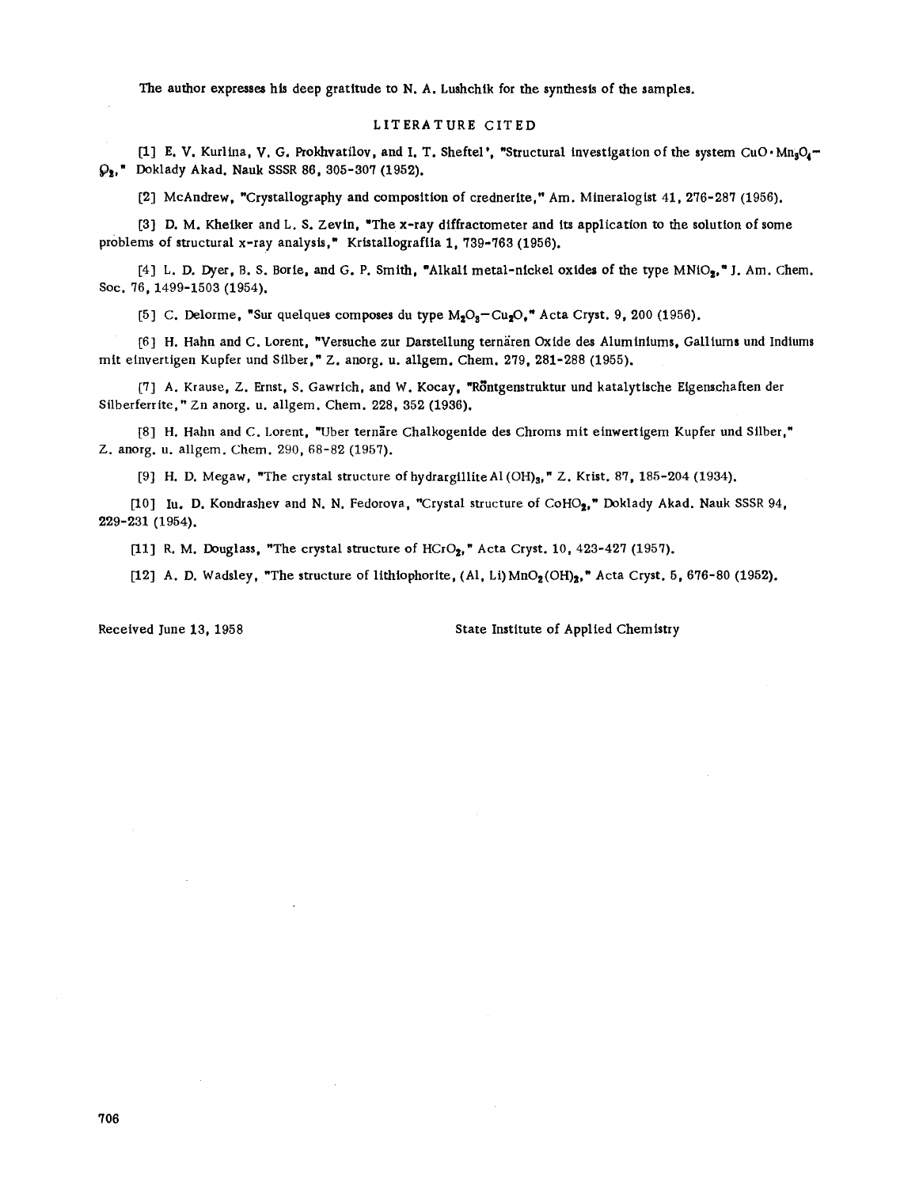The author expresses his deep gratitude to N. A. Lushchik for the synthesis of the samples.

## LITERATURE CITED

[1] E. V. Kurlina, V. G. Prokhvatilov, and I. T. Sheftel', "Structural investigation of the system $CuO \cdot Mn_3O_4-O_2$," Doklady Akad. Nauk SSSR 86, 305-307 (1952).

[2] McAndrew, "Crystallography and composition of crednerite," Am. Mineralogist 41, 276-287 (1956).

[3] D. M. Kheiker and L. S. Zevin, "The x-ray diffractometer and its application to the solution of some problems of structural x-ray analysis," Kristallografiia 1, 739-763 (1956).

[4] L. D. Dyer, B. S. Borie, and G. P. Smith, "Alkali metal-nickel oxides of the type $MNiO_2$," J. Am. Chem. Soc. 76, 1499-1503 (1954).

[5] C. Delorme, "Sur quelques composes du type $M_2O_3-Cu_2O$," Acta Cryst. 9, 200 (1956).

[6] H. Hahn and C. Lorent, "Versuche zur Darstellung ternären Oxide des Aluminiums, Galliums und Indiums mit einvertigen Kupfer und Silber," Z. anorg. u. allgem. Chem. 279, 281-288 (1955).

[7] A. Krause, Z. Ernst, S. Gawrich, and W. Kocay, "Röntgenstruktur und katalytische Eigenschaften der Silberferrite," Zn anorg. u. allgem. Chem. 228, 352 (1936).

[8] H. Hahn and C. Lorent, "Uber ternäre Chalkogenide des Chroms mit einwertigem Kupfer und Silber," Z. anorg. u. allgem. Chem. 290, 68-82 (1957).

[9] H. D. Megaw, "The crystal structure of hydrargillite $Al(OH)_3$," Z. Krist. 87, 185-204 (1934).

[10] Iu. D. Kondrashev and N. N. Fedorova, "Crystal structure of $CoHO_2$," Doklady Akad. Nauk SSSR 94, 229-231 (1954).

[11] R. M. Douglass, "The crystal structure of $HCrO_2$," Acta Cryst. 10, 423-427 (1957).

[12] A. D. Wadsley, "The structure of lithiophorite, $(Al, Li)MnO_2(OH)_2$," Acta Cryst. 5, 676-80 (1952).

Received June 13, 1958

State Institute of Applied Chemistry